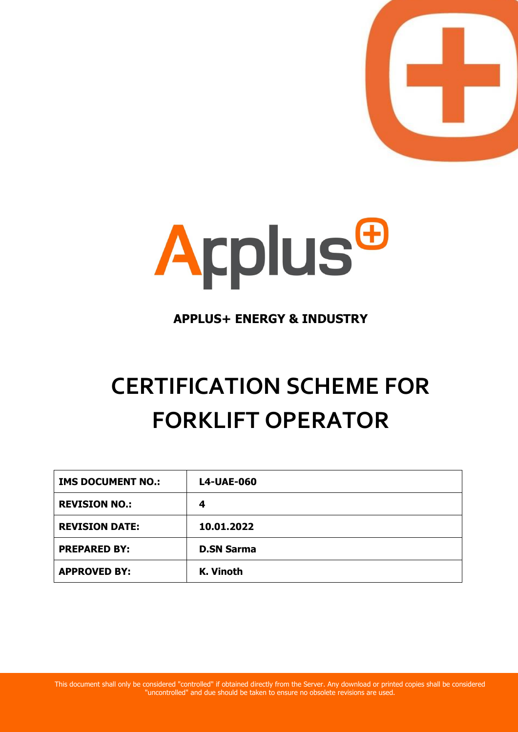Applus+

**APPLUS+ ENERGY & INDUSTRY**

# CERTIFICATION SCHEME FOR FORKLIFT OPERATOR

| **IMS DOCUMENT NO.:** | **L4-UAE-060** |
|---|---|
| **REVISION NO.:** | **4** |
| **REVISION DATE:** | **10.01.2022** |
| **PREPARED BY:** | **D.SN Sarma** |
| **APPROVED BY:** | **K. Vinoth** |

This document shall only be considered "controlled" if obtained directly from the Server. Any download or printed copies shall be considered "uncontrolled" and due should be taken to ensure no obsolete revisions are used.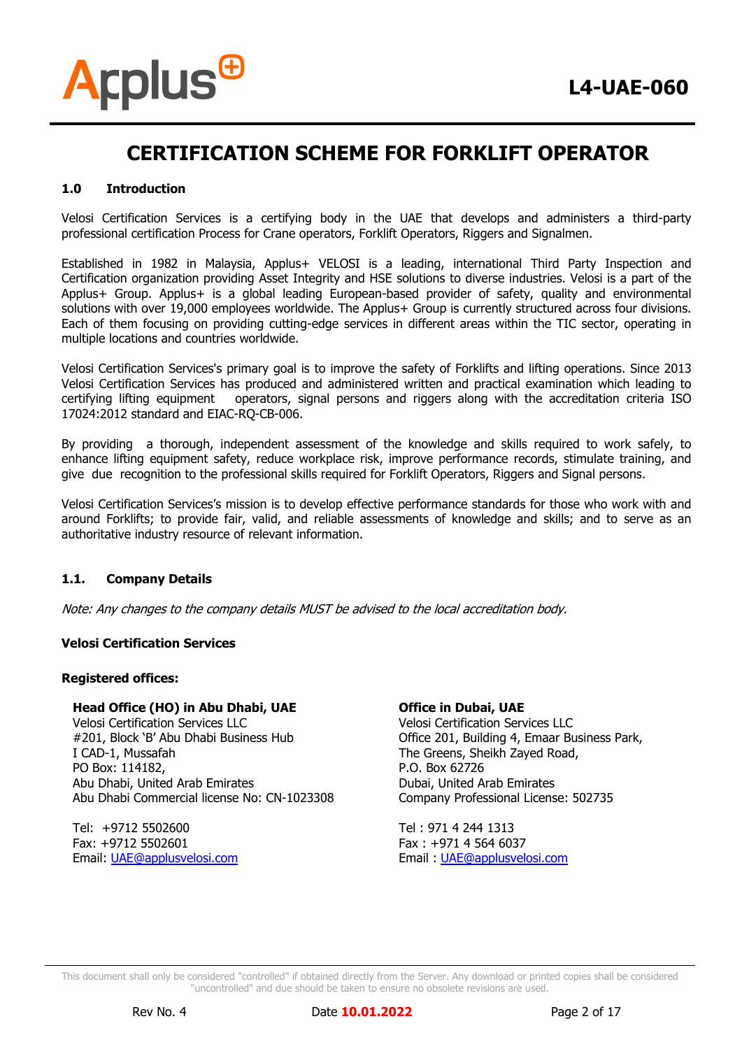# CERTIFICATION SCHEME FOR FORKLIFT OPERATOR

## 1.0 Introduction

Velosi Certification Services is a certifying body in the UAE that develops and administers a third-party professional certification Process for Crane operators, Forklift Operators, Riggers and Signalmen.

Established in 1982 in Malaysia, Applus+ VELOSI is a leading, international Third Party Inspection and Certification organization providing Asset Integrity and HSE solutions to diverse industries. Velosi is a part of the Applus+ Group. Applus+ is a global leading European-based provider of safety, quality and environmental solutions with over 19,000 employees worldwide. The Applus+ Group is currently structured across four divisions. Each of them focusing on providing cutting-edge services in different areas within the TIC sector, operating in multiple locations and countries worldwide.

Velosi Certification Services's primary goal is to improve the safety of Forklifts and lifting operations. Since 2013 Velosi Certification Services has produced and administered written and practical examination which leading to certifying lifting equipment operators, signal persons and riggers along with the accreditation criteria ISO 17024:2012 standard and EIAC-RQ-CB-006.

By providing a thorough, independent assessment of the knowledge and skills required to work safely, to enhance lifting equipment safety, reduce workplace risk, improve performance records, stimulate training, and give due recognition to the professional skills required for Forklift Operators, Riggers and Signal persons.

Velosi Certification Services's mission is to develop effective performance standards for those who work with and around Forklifts; to provide fair, valid, and reliable assessments of knowledge and skills; and to serve as an authoritative industry resource of relevant information.

### 1.1. Company Details

*Note: Any changes to the company details MUST be advised to the local accreditation body.*

**Velosi Certification Services**

**Registered offices:**

**Head Office (HO) in Abu Dhabi, UAE**
Velosi Certification Services LLC
#201, Block 'B' Abu Dhabi Business Hub
I CAD-1, Mussafah
PO Box: 114182,
Abu Dhabi, United Arab Emirates
Abu Dhabi Commercial license No: CN-1023308

Tel: +9712 5502600
Fax: +9712 5502601
Email: UAE@applusvelosi.com

**Office in Dubai, UAE**
Velosi Certification Services LLC
Office 201, Building 4, Emaar Business Park,
The Greens, Sheikh Zayed Road,
P.O. Box 62726
Dubai, United Arab Emirates
Company Professional License: 502735

Tel : 971 4 244 1313
Fax : +971 4 564 6037
Email : UAE@applusvelosi.com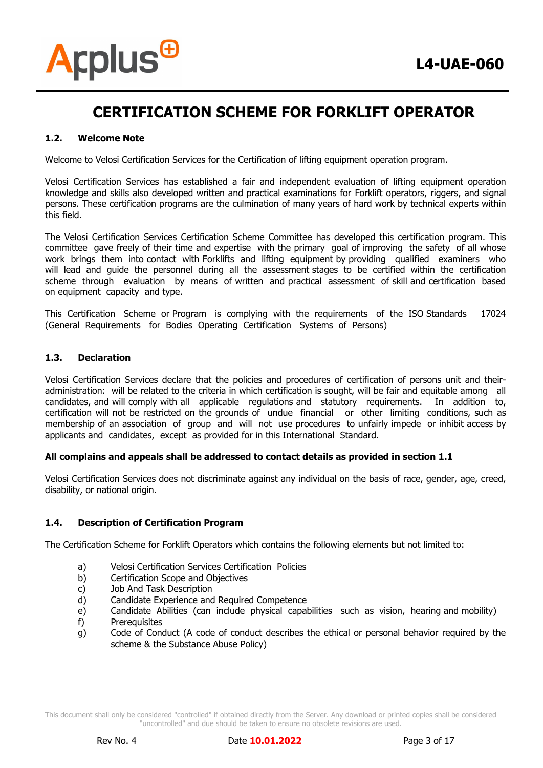# CERTIFICATION SCHEME FOR FORKLIFT OPERATOR

### 1.2. Welcome Note

Welcome to Velosi Certification Services for the Certification of lifting equipment operation program.

Velosi Certification Services has established a fair and independent evaluation of lifting equipment operation knowledge and skills also developed written and practical examinations for Forklift operators, riggers, and signal persons. These certification programs are the culmination of many years of hard work by technical experts within this field.

The Velosi Certification Services Certification Scheme Committee has developed this certification program. This committee gave freely of their time and expertise with the primary goal of improving the safety of all whose work brings them into contact with Forklifts and lifting equipment by providing qualified examiners who will lead and guide the personnel during all the assessment stages to be certified within the certification scheme through evaluation by means of written and practical assessment of skill and certification based on equipment capacity and type.

This Certification Scheme or Program is complying with the requirements of the ISO Standards 17024 (General Requirements for Bodies Operating Certification Systems of Persons)

### 1.3. Declaration

Velosi Certification Services declare that the policies and procedures of certification of persons unit and their-administration: will be related to the criteria in which certification is sought, will be fair and equitable among all candidates, and will comply with all applicable regulations and statutory requirements. In addition to, certification will not be restricted on the grounds of undue financial or other limiting conditions, such as membership of an association of group and will not use procedures to unfairly impede or inhibit access by applicants and candidates, except as provided for in this International Standard.

**All complains and appeals shall be addressed to contact details as provided in section 1.1**

Velosi Certification Services does not discriminate against any individual on the basis of race, gender, age, creed, disability, or national origin.

### 1.4. Description of Certification Program

The Certification Scheme for Forklift Operators which contains the following elements but not limited to:

a) Velosi Certification Services Certification Policies
b) Certification Scope and Objectives
c) Job And Task Description
d) Candidate Experience and Required Competence
e) Candidate Abilities (can include physical capabilities such as vision, hearing and mobility)
f) Prerequisites
g) Code of Conduct (A code of conduct describes the ethical or personal behavior required by the scheme & the Substance Abuse Policy)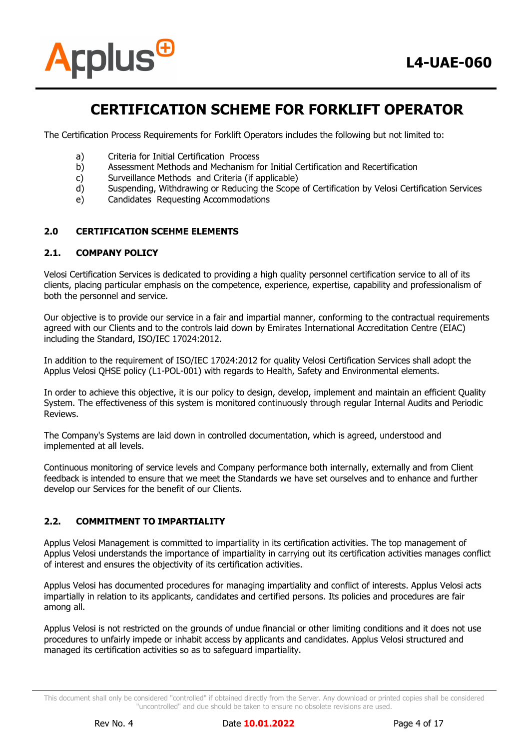# CERTIFICATION SCHEME FOR FORKLIFT OPERATOR

The Certification Process Requirements for Forklift Operators includes the following but not limited to:

a) Criteria for Initial Certification Process
b) Assessment Methods and Mechanism for Initial Certification and Recertification
c) Surveillance Methods and Criteria (if applicable)
d) Suspending, Withdrawing or Reducing the Scope of Certification by Velosi Certification Services
e) Candidates Requesting Accommodations

## 2.0 CERTIFICATION SCEHME ELEMENTS

### 2.1. COMPANY POLICY

Velosi Certification Services is dedicated to providing a high quality personnel certification service to all of its clients, placing particular emphasis on the competence, experience, expertise, capability and professionalism of both the personnel and service.

Our objective is to provide our service in a fair and impartial manner, conforming to the contractual requirements agreed with our Clients and to the controls laid down by Emirates International Accreditation Centre (EIAC) including the Standard, ISO/IEC 17024:2012.

In addition to the requirement of ISO/IEC 17024:2012 for quality Velosi Certification Services shall adopt the Applus Velosi QHSE policy (L1-POL-001) with regards to Health, Safety and Environmental elements.

In order to achieve this objective, it is our policy to design, develop, implement and maintain an efficient Quality System. The effectiveness of this system is monitored continuously through regular Internal Audits and Periodic Reviews.

The Company's Systems are laid down in controlled documentation, which is agreed, understood and implemented at all levels.

Continuous monitoring of service levels and Company performance both internally, externally and from Client feedback is intended to ensure that we meet the Standards we have set ourselves and to enhance and further develop our Services for the benefit of our Clients.

### 2.2. COMMITMENT TO IMPARTIALITY

Applus Velosi Management is committed to impartiality in its certification activities. The top management of Applus Velosi understands the importance of impartiality in carrying out its certification activities manages conflict of interest and ensures the objectivity of its certification activities.

Applus Velosi has documented procedures for managing impartiality and conflict of interests. Applus Velosi acts impartially in relation to its applicants, candidates and certified persons. Its policies and procedures are fair among all.

Applus Velosi is not restricted on the grounds of undue financial or other limiting conditions and it does not use procedures to unfairly impede or inhabit access by applicants and candidates. Applus Velosi structured and managed its certification activities so as to safeguard impartiality.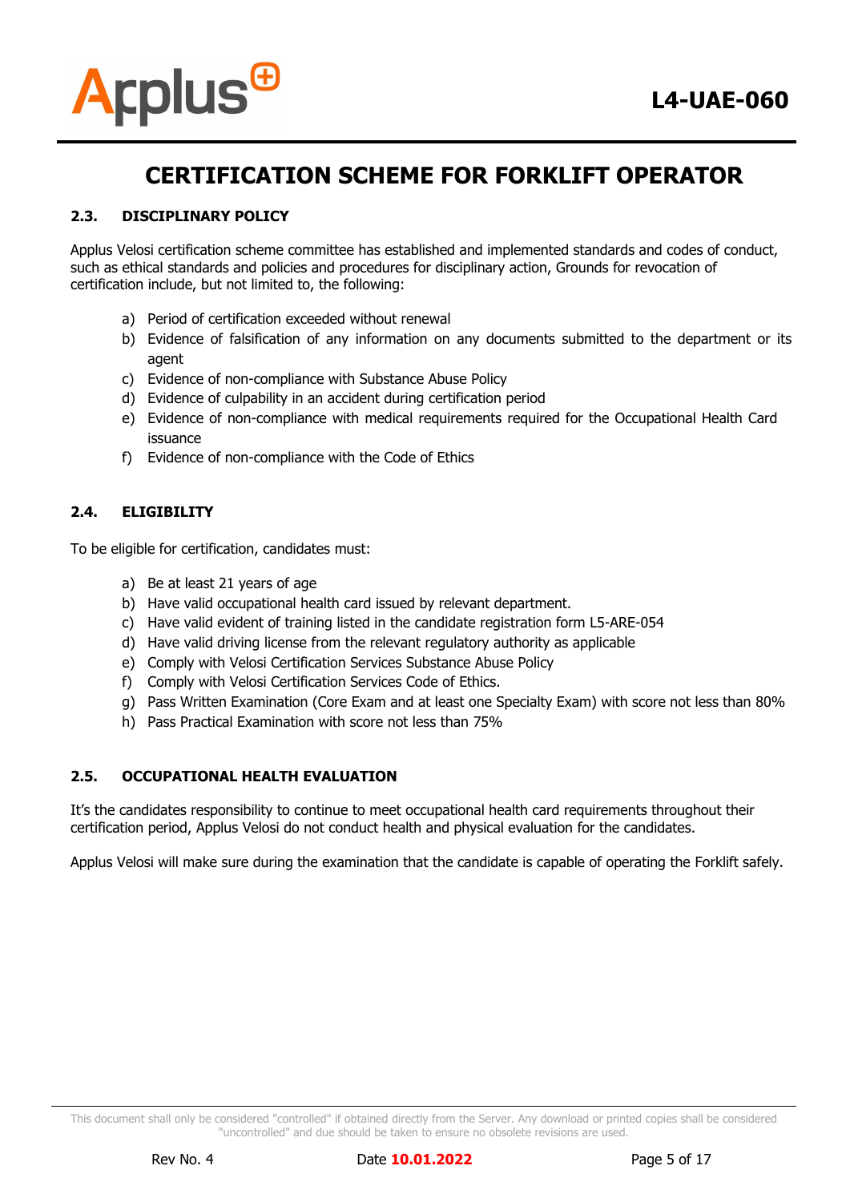## 2.3. DISCIPLINARY POLICY

Applus Velosi certification scheme committee has established and implemented standards and codes of conduct, such as ethical standards and policies and procedures for disciplinary action, Grounds for revocation of certification include, but not limited to, the following:

a) Period of certification exceeded without renewal
b) Evidence of falsification of any information on any documents submitted to the department or its agent
c) Evidence of non-compliance with Substance Abuse Policy
d) Evidence of culpability in an accident during certification period
e) Evidence of non-compliance with medical requirements required for the Occupational Health Card issuance
f) Evidence of non-compliance with the Code of Ethics

## 2.4. ELIGIBILITY

To be eligible for certification, candidates must:

a) Be at least 21 years of age
b) Have valid occupational health card issued by relevant department.
c) Have valid evident of training listed in the candidate registration form L5-ARE-054
d) Have valid driving license from the relevant regulatory authority as applicable
e) Comply with Velosi Certification Services Substance Abuse Policy
f) Comply with Velosi Certification Services Code of Ethics.
g) Pass Written Examination (Core Exam and at least one Specialty Exam) with score not less than 80%
h) Pass Practical Examination with score not less than 75%

## 2.5. OCCUPATIONAL HEALTH EVALUATION

It's the candidates responsibility to continue to meet occupational health card requirements throughout their certification period, Applus Velosi do not conduct health and physical evaluation for the candidates.

Applus Velosi will make sure during the examination that the candidate is capable of operating the Forklift safely.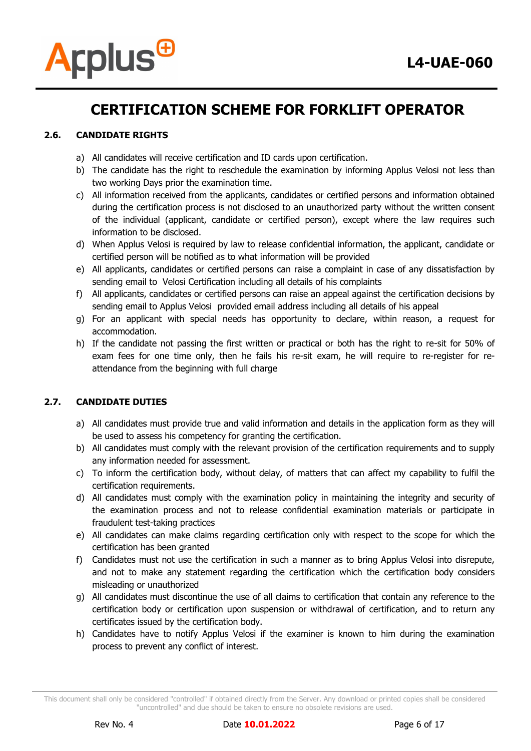### 2.6. CANDIDATE RIGHTS

a) All candidates will receive certification and ID cards upon certification.

b) The candidate has the right to reschedule the examination by informing Applus Velosi not less than two working Days prior the examination time.

c) All information received from the applicants, candidates or certified persons and information obtained during the certification process is not disclosed to an unauthorized party without the written consent of the individual (applicant, candidate or certified person), except where the law requires such information to be disclosed.

d) When Applus Velosi is required by law to release confidential information, the applicant, candidate or certified person will be notified as to what information will be provided

e) All applicants, candidates or certified persons can raise a complaint in case of any dissatisfaction by sending email to Velosi Certification including all details of his complaints

f) All applicants, candidates or certified persons can raise an appeal against the certification decisions by sending email to Applus Velosi provided email address including all details of his appeal

g) For an applicant with special needs has opportunity to declare, within reason, a request for accommodation.

h) If the candidate not passing the first written or practical or both has the right to re-sit for 50% of exam fees for one time only, then he fails his re-sit exam, he will require to re-register for re-attendance from the beginning with full charge

### 2.7. CANDIDATE DUTIES

a) All candidates must provide true and valid information and details in the application form as they will be used to assess his competency for granting the certification.

b) All candidates must comply with the relevant provision of the certification requirements and to supply any information needed for assessment.

c) To inform the certification body, without delay, of matters that can affect my capability to fulfil the certification requirements.

d) All candidates must comply with the examination policy in maintaining the integrity and security of the examination process and not to release confidential examination materials or participate in fraudulent test-taking practices

e) All candidates can make claims regarding certification only with respect to the scope for which the certification has been granted

f) Candidates must not use the certification in such a manner as to bring Applus Velosi into disrepute, and not to make any statement regarding the certification which the certification body considers misleading or unauthorized

g) All candidates must discontinue the use of all claims to certification that contain any reference to the certification body or certification upon suspension or withdrawal of certification, and to return any certificates issued by the certification body.

h) Candidates have to notify Applus Velosi if the examiner is known to him during the examination process to prevent any conflict of interest.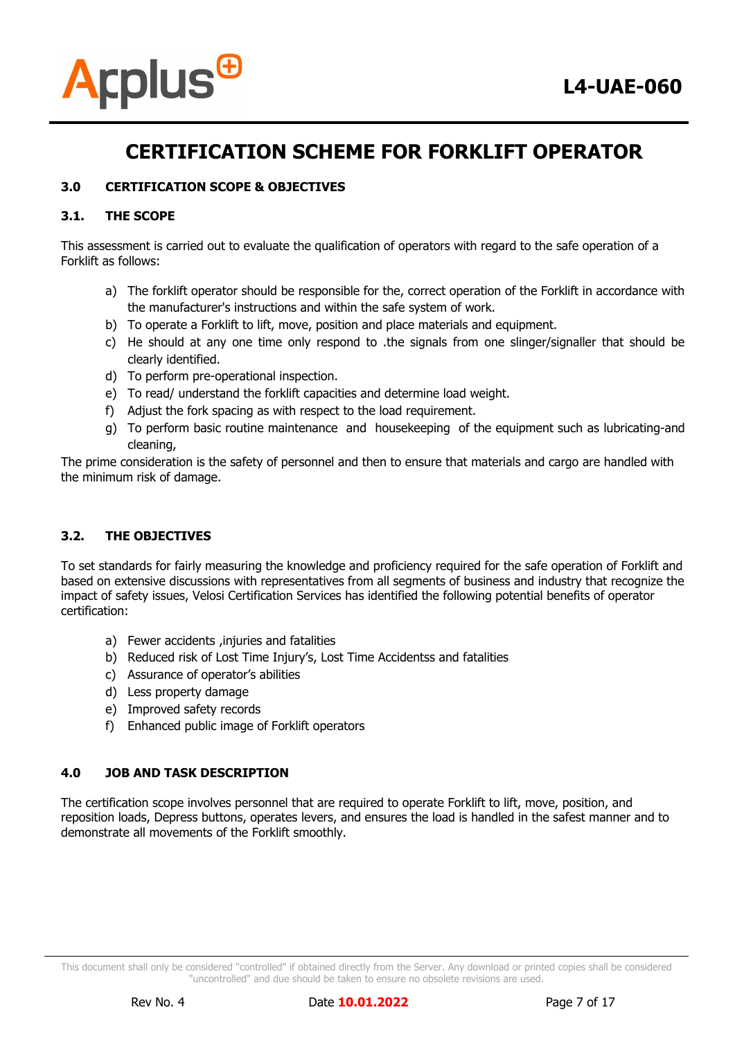# CERTIFICATION SCHEME FOR FORKLIFT OPERATOR

## 3.0 CERTIFICATION SCOPE & OBJECTIVES

### 3.1. THE SCOPE

This assessment is carried out to evaluate the qualification of operators with regard to the safe operation of a Forklift as follows:

a) The forklift operator should be responsible for the, correct operation of the Forklift in accordance with the manufacturer's instructions and within the safe system of work.
b) To operate a Forklift to lift, move, position and place materials and equipment.
c) He should at any one time only respond to .the signals from one slinger/signaller that should be clearly identified.
d) To perform pre-operational inspection.
e) To read/ understand the forklift capacities and determine load weight.
f) Adjust the fork spacing as with respect to the load requirement.
g) To perform basic routine maintenance and housekeeping of the equipment such as lubricating-and cleaning,

The prime consideration is the safety of personnel and then to ensure that materials and cargo are handled with the minimum risk of damage.

### 3.2. THE OBJECTIVES

To set standards for fairly measuring the knowledge and proficiency required for the safe operation of Forklift and based on extensive discussions with representatives from all segments of business and industry that recognize the impact of safety issues, Velosi Certification Services has identified the following potential benefits of operator certification:

a) Fewer accidents ,injuries and fatalities
b) Reduced risk of Lost Time Injury's, Lost Time Accidentss and fatalities
c) Assurance of operator's abilities
d) Less property damage
e) Improved safety records
f) Enhanced public image of Forklift operators

## 4.0 JOB AND TASK DESCRIPTION

The certification scope involves personnel that are required to operate Forklift to lift, move, position, and reposition loads, Depress buttons, operates levers, and ensures the load is handled in the safest manner and to demonstrate all movements of the Forklift smoothly.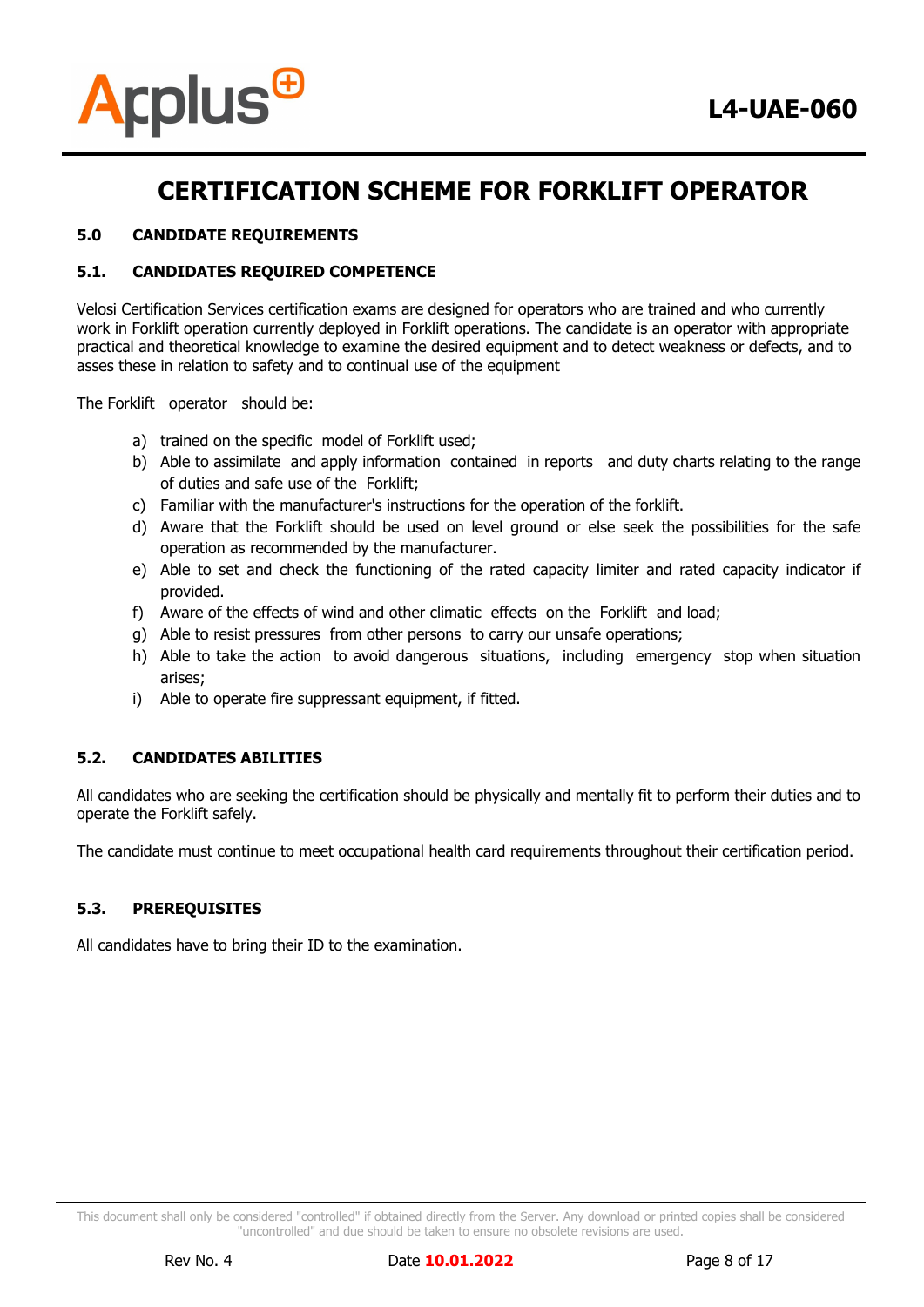# CERTIFICATION SCHEME FOR FORKLIFT OPERATOR

## 5.0 CANDIDATE REQUIREMENTS

### 5.1. CANDIDATES REQUIRED COMPETENCE

Velosi Certification Services certification exams are designed for operators who are trained and who currently work in Forklift operation currently deployed in Forklift operations. The candidate is an operator with appropriate practical and theoretical knowledge to examine the desired equipment and to detect weakness or defects, and to asses these in relation to safety and to continual use of the equipment

The Forklift operator should be:

a) trained on the specific model of Forklift used;
b) Able to assimilate and apply information contained in reports and duty charts relating to the range of duties and safe use of the Forklift;
c) Familiar with the manufacturer's instructions for the operation of the forklift.
d) Aware that the Forklift should be used on level ground or else seek the possibilities for the safe operation as recommended by the manufacturer.
e) Able to set and check the functioning of the rated capacity limiter and rated capacity indicator if provided.
f) Aware of the effects of wind and other climatic effects on the Forklift and load;
g) Able to resist pressures from other persons to carry our unsafe operations;
h) Able to take the action to avoid dangerous situations, including emergency stop when situation arises;
i) Able to operate fire suppressant equipment, if fitted.

### 5.2. CANDIDATES ABILITIES

All candidates who are seeking the certification should be physically and mentally fit to perform their duties and to operate the Forklift safely.

The candidate must continue to meet occupational health card requirements throughout their certification period.

### 5.3. PREREQUISITES

All candidates have to bring their ID to the examination.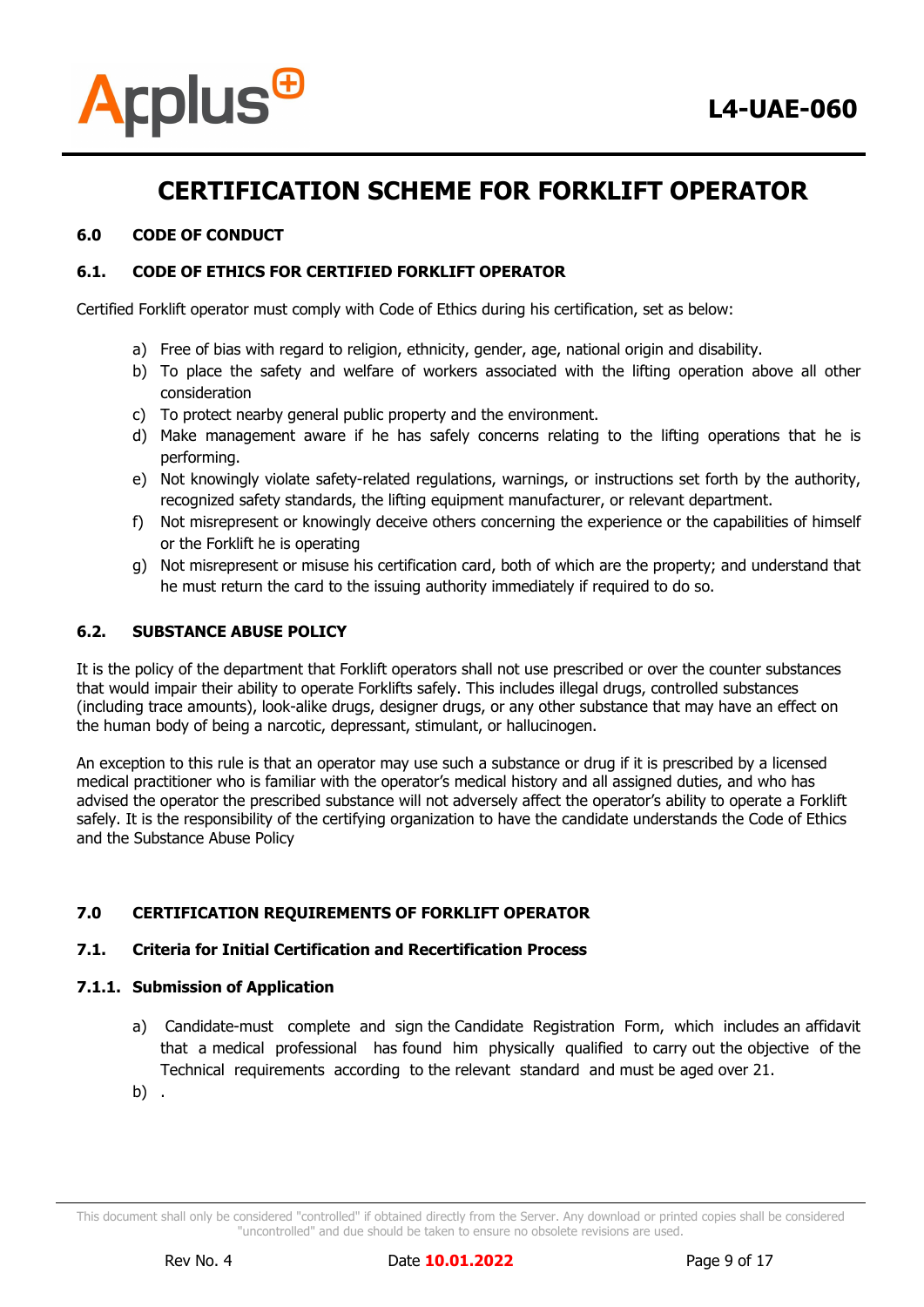# CERTIFICATION SCHEME FOR FORKLIFT OPERATOR

## 6.0 CODE OF CONDUCT

### 6.1. CODE OF ETHICS FOR CERTIFIED FORKLIFT OPERATOR

Certified Forklift operator must comply with Code of Ethics during his certification, set as below:

a) Free of bias with regard to religion, ethnicity, gender, age, national origin and disability.
b) To place the safety and welfare of workers associated with the lifting operation above all other consideration
c) To protect nearby general public property and the environment.
d) Make management aware if he has safely concerns relating to the lifting operations that he is performing.
e) Not knowingly violate safety-related regulations, warnings, or instructions set forth by the authority, recognized safety standards, the lifting equipment manufacturer, or relevant department.
f) Not misrepresent or knowingly deceive others concerning the experience or the capabilities of himself or the Forklift he is operating
g) Not misrepresent or misuse his certification card, both of which are the property; and understand that he must return the card to the issuing authority immediately if required to do so.

### 6.2. SUBSTANCE ABUSE POLICY

It is the policy of the department that Forklift operators shall not use prescribed or over the counter substances that would impair their ability to operate Forklifts safely. This includes illegal drugs, controlled substances (including trace amounts), look-alike drugs, designer drugs, or any other substance that may have an effect on the human body of being a narcotic, depressant, stimulant, or hallucinogen.

An exception to this rule is that an operator may use such a substance or drug if it is prescribed by a licensed medical practitioner who is familiar with the operator's medical history and all assigned duties, and who has advised the operator the prescribed substance will not adversely affect the operator's ability to operate a Forklift safely. It is the responsibility of the certifying organization to have the candidate understands the Code of Ethics and the Substance Abuse Policy

## 7.0 CERTIFICATION REQUIREMENTS OF FORKLIFT OPERATOR

### 7.1. Criteria for Initial Certification and Recertification Process

#### 7.1.1. Submission of Application

a) Candidate-must complete and sign the Candidate Registration Form, which includes an affidavit that a medical professional has found him physically qualified to carry out the objective of the Technical requirements according to the relevant standard and must be aged over 21.
b) .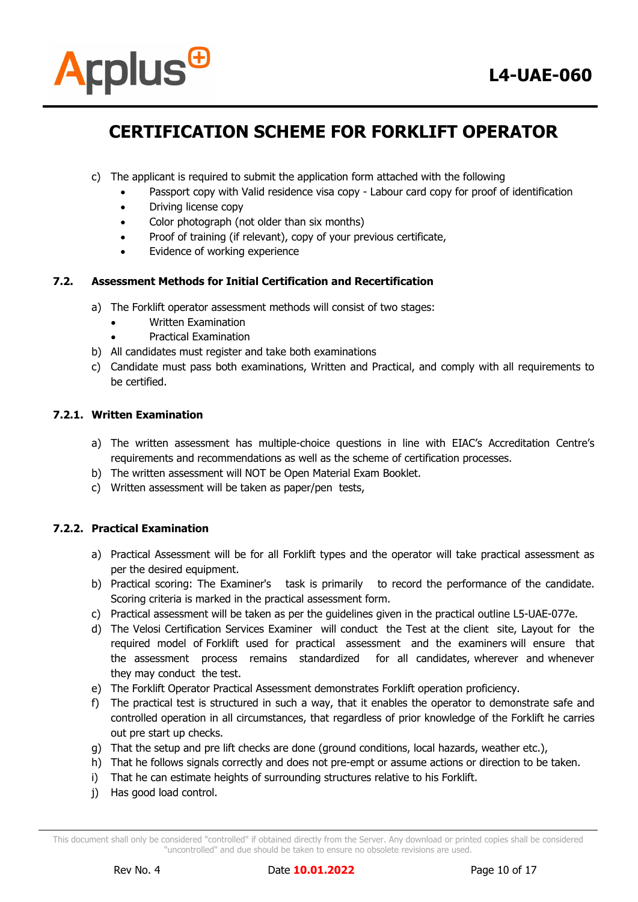c) The applicant is required to submit the application form attached with the following
   - Passport copy with Valid residence visa copy - Labour card copy for proof of identification
   - Driving license copy
   - Color photograph (not older than six months)
   - Proof of training (if relevant), copy of your previous certificate,
   - Evidence of working experience

### 7.2. Assessment Methods for Initial Certification and Recertification

a) The Forklift operator assessment methods will consist of two stages:
   - Written Examination
   - Practical Examination

b) All candidates must register and take both examinations

c) Candidate must pass both examinations, Written and Practical, and comply with all requirements to be certified.

#### 7.2.1. Written Examination

a) The written assessment has multiple-choice questions in line with EIAC's Accreditation Centre's requirements and recommendations as well as the scheme of certification processes.

b) The written assessment will NOT be Open Material Exam Booklet.

c) Written assessment will be taken as paper/pen tests,

#### 7.2.2. Practical Examination

a) Practical Assessment will be for all Forklift types and the operator will take practical assessment as per the desired equipment.

b) Practical scoring: The Examiner's task is primarily to record the performance of the candidate. Scoring criteria is marked in the practical assessment form.

c) Practical assessment will be taken as per the guidelines given in the practical outline L5-UAE-077e.

d) The Velosi Certification Services Examiner will conduct the Test at the client site, Layout for the required model of Forklift used for practical assessment and the examiners will ensure that the assessment process remains standardized for all candidates, wherever and whenever they may conduct the test.

e) The Forklift Operator Practical Assessment demonstrates Forklift operation proficiency.

f) The practical test is structured in such a way, that it enables the operator to demonstrate safe and controlled operation in all circumstances, that regardless of prior knowledge of the Forklift he carries out pre start up checks.

g) That the setup and pre lift checks are done (ground conditions, local hazards, weather etc.),

h) That he follows signals correctly and does not pre-empt or assume actions or direction to be taken.

i) That he can estimate heights of surrounding structures relative to his Forklift.

j) Has good load control.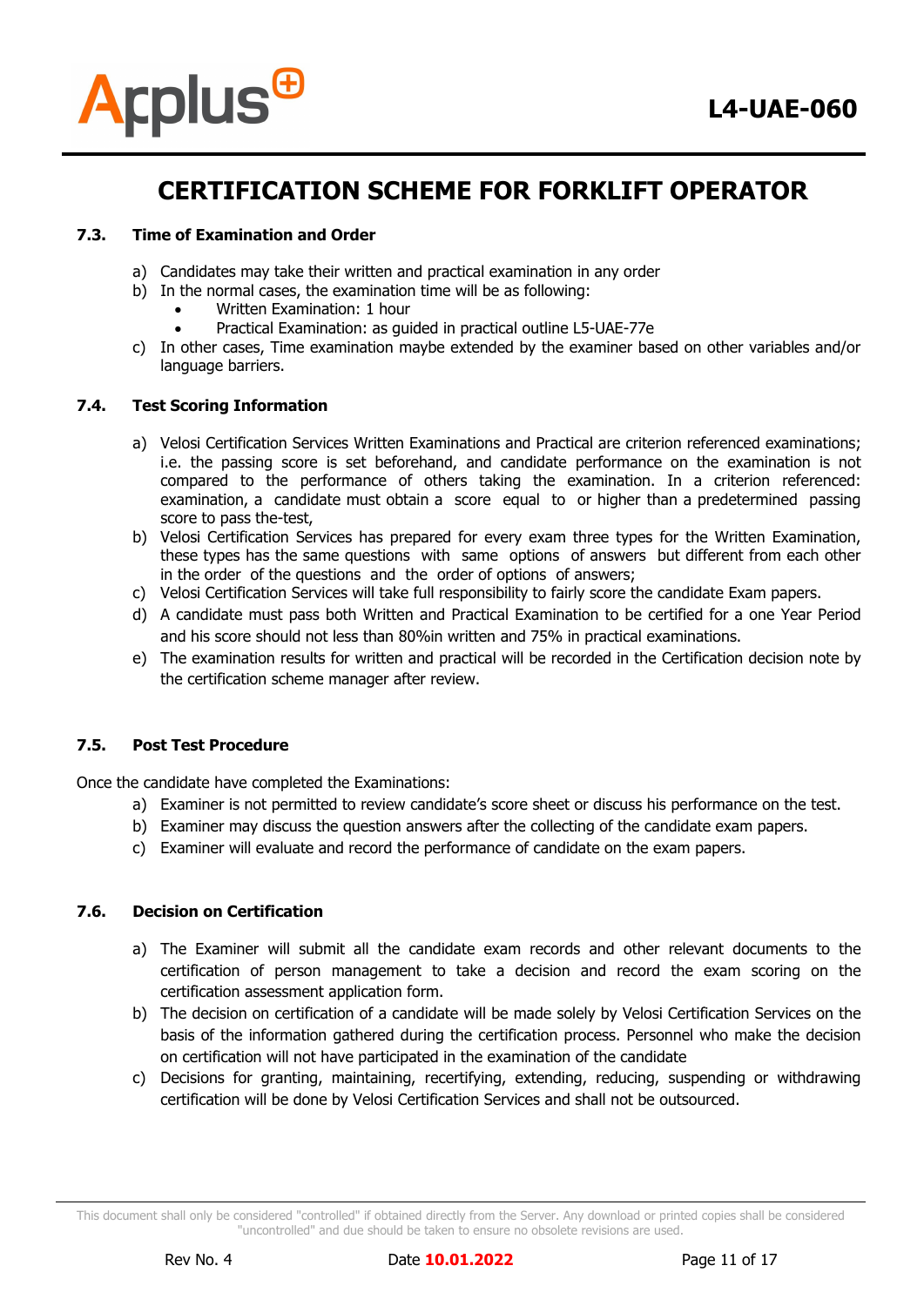### 7.3. Time of Examination and Order

a) Candidates may take their written and practical examination in any order
b) In the normal cases, the examination time will be as following:
   - Written Examination: 1 hour
   - Practical Examination: as guided in practical outline L5-UAE-77e
c) In other cases, Time examination maybe extended by the examiner based on other variables and/or language barriers.

### 7.4. Test Scoring Information

a) Velosi Certification Services Written Examinations and Practical are criterion referenced examinations; i.e. the passing score is set beforehand, and candidate performance on the examination is not compared to the performance of others taking the examination. In a criterion referenced: examination, a candidate must obtain a score equal to or higher than a predetermined passing score to pass the-test,
b) Velosi Certification Services has prepared for every exam three types for the Written Examination, these types has the same questions with same options of answers but different from each other in the order of the questions and the order of options of answers;
c) Velosi Certification Services will take full responsibility to fairly score the candidate Exam papers.
d) A candidate must pass both Written and Practical Examination to be certified for a one Year Period and his score should not less than 80%in written and 75% in practical examinations.
e) The examination results for written and practical will be recorded in the Certification decision note by the certification scheme manager after review.

### 7.5. Post Test Procedure

Once the candidate have completed the Examinations:

a) Examiner is not permitted to review candidate's score sheet or discuss his performance on the test.
b) Examiner may discuss the question answers after the collecting of the candidate exam papers.
c) Examiner will evaluate and record the performance of candidate on the exam papers.

### 7.6. Decision on Certification

a) The Examiner will submit all the candidate exam records and other relevant documents to the certification of person management to take a decision and record the exam scoring on the certification assessment application form.
b) The decision on certification of a candidate will be made solely by Velosi Certification Services on the basis of the information gathered during the certification process. Personnel who make the decision on certification will not have participated in the examination of the candidate
c) Decisions for granting, maintaining, recertifying, extending, reducing, suspending or withdrawing certification will be done by Velosi Certification Services and shall not be outsourced.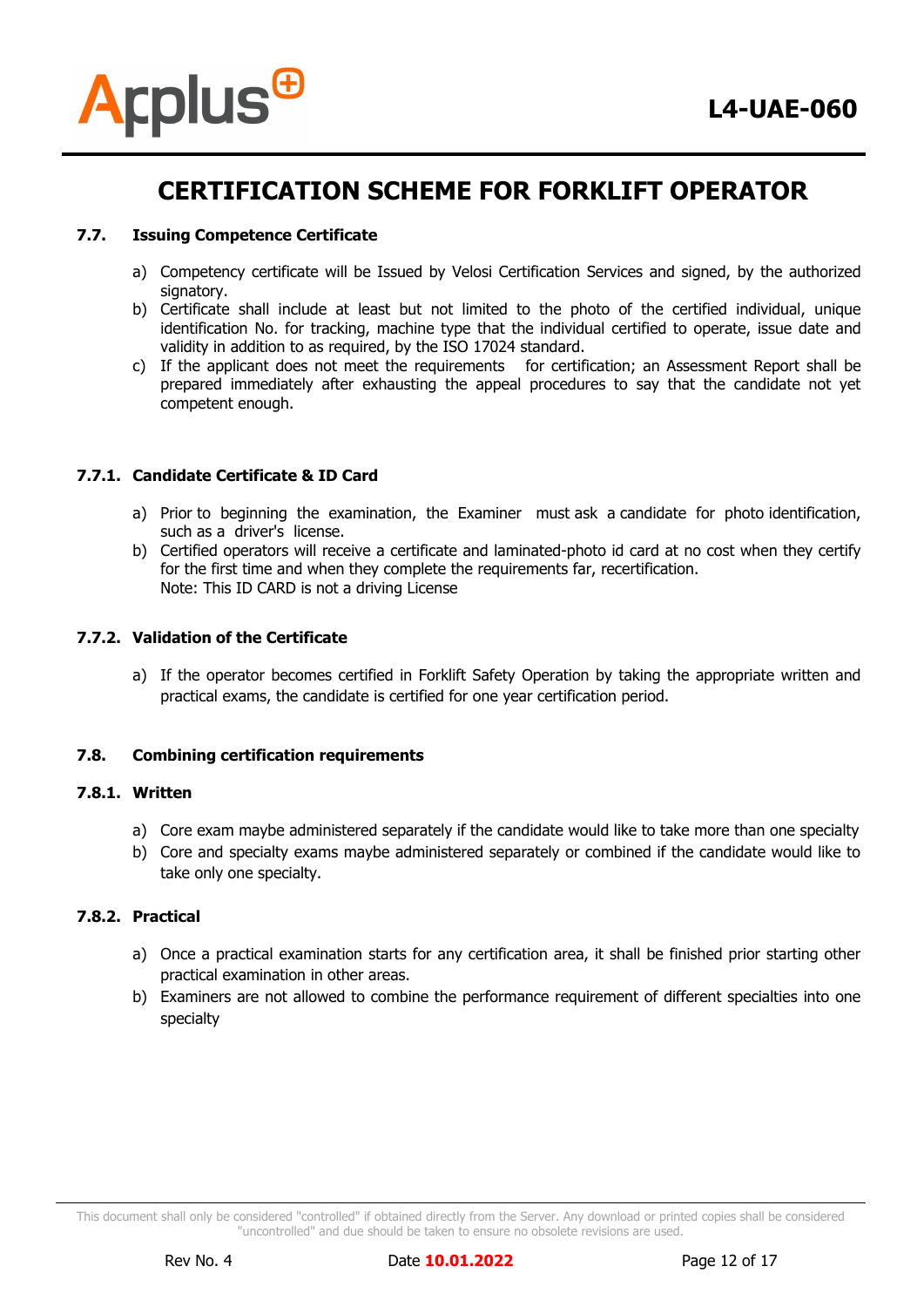### 7.7. Issuing Competence Certificate

a) Competency certificate will be Issued by Velosi Certification Services and signed, by the authorized signatory.
b) Certificate shall include at least but not limited to the photo of the certified individual, unique identification No. for tracking, machine type that the individual certified to operate, issue date and validity in addition to as required, by the ISO 17024 standard.
c) If the applicant does not meet the requirements for certification; an Assessment Report shall be prepared immediately after exhausting the appeal procedures to say that the candidate not yet competent enough.

#### 7.7.1. Candidate Certificate & ID Card

a) Prior to beginning the examination, the Examiner must ask a candidate for photo identification, such as a driver's license.
b) Certified operators will receive a certificate and laminated-photo id card at no cost when they certify for the first time and when they complete the requirements far, recertification.
Note: This ID CARD is not a driving License

#### 7.7.2. Validation of the Certificate

a) If the operator becomes certified in Forklift Safety Operation by taking the appropriate written and practical exams, the candidate is certified for one year certification period.

### 7.8. Combining certification requirements

#### 7.8.1. Written

a) Core exam maybe administered separately if the candidate would like to take more than one specialty
b) Core and specialty exams maybe administered separately or combined if the candidate would like to take only one specialty.

#### 7.8.2. Practical

a) Once a practical examination starts for any certification area, it shall be finished prior starting other practical examination in other areas.
b) Examiners are not allowed to combine the performance requirement of different specialties into one specialty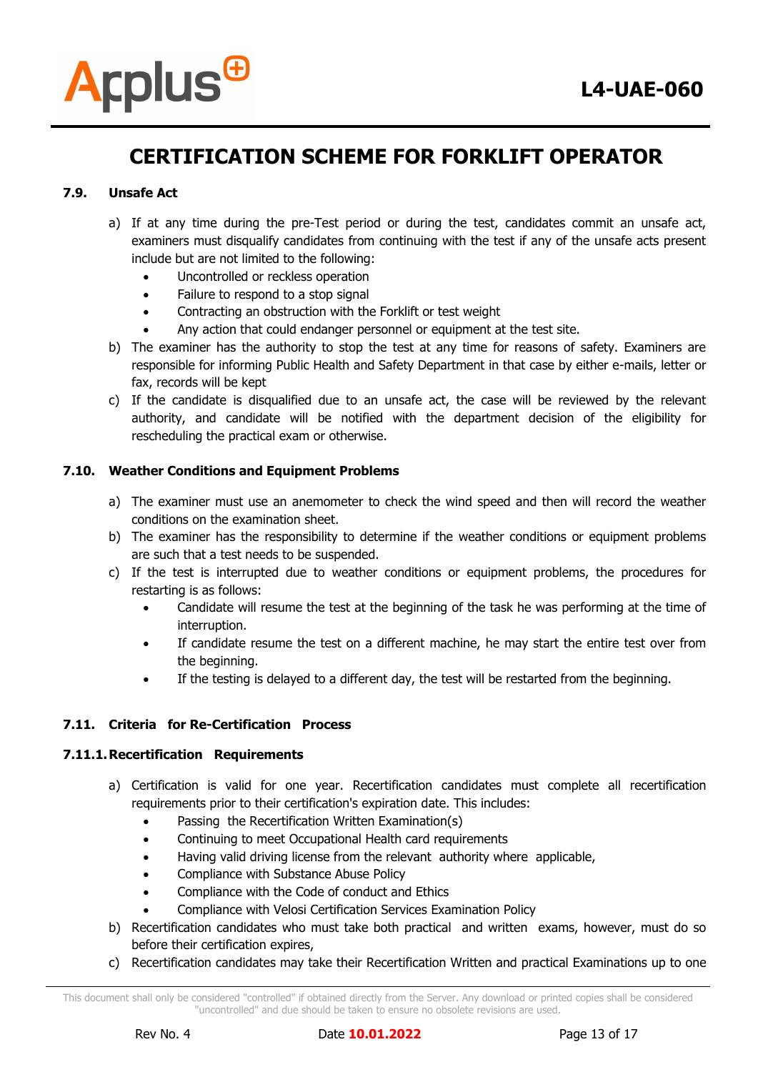### 7.9. Unsafe Act

a) If at any time during the pre-Test period or during the test, candidates commit an unsafe act, examiners must disqualify candidates from continuing with the test if any of the unsafe acts present include but are not limited to the following:
   - Uncontrolled or reckless operation
   - Failure to respond to a stop signal
   - Contracting an obstruction with the Forklift or test weight
   - Any action that could endanger personnel or equipment at the test site.

b) The examiner has the authority to stop the test at any time for reasons of safety. Examiners are responsible for informing Public Health and Safety Department in that case by either e-mails, letter or fax, records will be kept

c) If the candidate is disqualified due to an unsafe act, the case will be reviewed by the relevant authority, and candidate will be notified with the department decision of the eligibility for rescheduling the practical exam or otherwise.

### 7.10. Weather Conditions and Equipment Problems

a) The examiner must use an anemometer to check the wind speed and then will record the weather conditions on the examination sheet.

b) The examiner has the responsibility to determine if the weather conditions or equipment problems are such that a test needs to be suspended.

c) If the test is interrupted due to weather conditions or equipment problems, the procedures for restarting is as follows:
   - Candidate will resume the test at the beginning of the task he was performing at the time of interruption.
   - If candidate resume the test on a different machine, he may start the entire test over from the beginning.
   - If the testing is delayed to a different day, the test will be restarted from the beginning.

### 7.11. Criteria for Re-Certification Process

#### 7.11.1. Recertification Requirements

a) Certification is valid for one year. Recertification candidates must complete all recertification requirements prior to their certification's expiration date. This includes:
   - Passing the Recertification Written Examination(s)
   - Continuing to meet Occupational Health card requirements
   - Having valid driving license from the relevant authority where applicable,
   - Compliance with Substance Abuse Policy
   - Compliance with the Code of conduct and Ethics
   - Compliance with Velosi Certification Services Examination Policy

b) Recertification candidates who must take both practical and written exams, however, must do so before their certification expires,

c) Recertification candidates may take their Recertification Written and practical Examinations up to one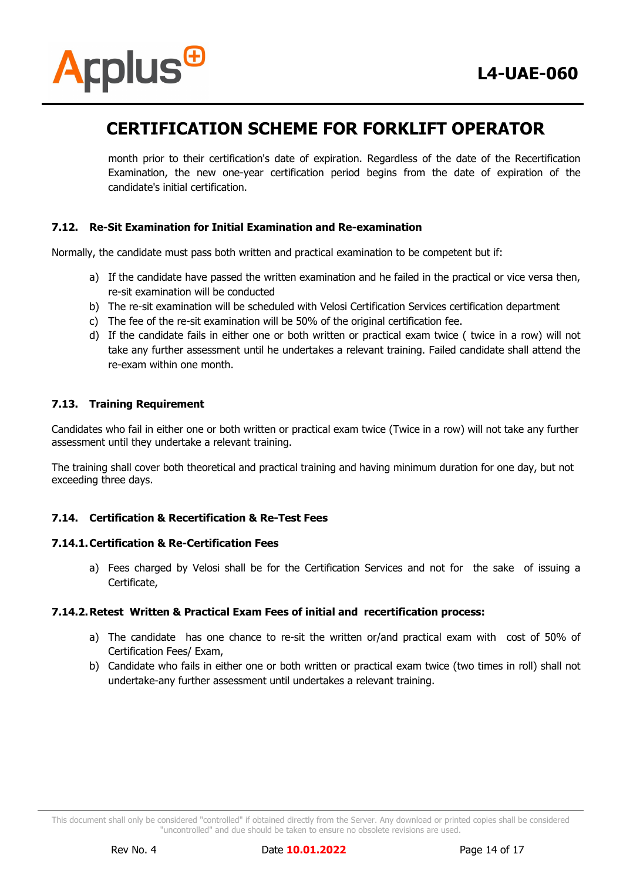month prior to their certification's date of expiration. Regardless of the date of the Recertification Examination, the new one-year certification period begins from the date of expiration of the candidate's initial certification.

### 7.12. Re-Sit Examination for Initial Examination and Re-examination

Normally, the candidate must pass both written and practical examination to be competent but if:

a) If the candidate have passed the written examination and he failed in the practical or vice versa then, re-sit examination will be conducted
b) The re-sit examination will be scheduled with Velosi Certification Services certification department
c) The fee of the re-sit examination will be 50% of the original certification fee.
d) If the candidate fails in either one or both written or practical exam twice ( twice in a row) will not take any further assessment until he undertakes a relevant training. Failed candidate shall attend the re-exam within one month.

### 7.13. Training Requirement

Candidates who fail in either one or both written or practical exam twice (Twice in a row) will not take any further assessment until they undertake a relevant training.

The training shall cover both theoretical and practical training and having minimum duration for one day, but not exceeding three days.

### 7.14. Certification & Recertification & Re-Test Fees

#### 7.14.1. Certification & Re-Certification Fees

a) Fees charged by Velosi shall be for the Certification Services and not for the sake of issuing a Certificate,

#### 7.14.2. Retest Written & Practical Exam Fees of initial and recertification process:

a) The candidate has one chance to re-sit the written or/and practical exam with cost of 50% of Certification Fees/ Exam,
b) Candidate who fails in either one or both written or practical exam twice (two times in roll) shall not undertake-any further assessment until undertakes a relevant training.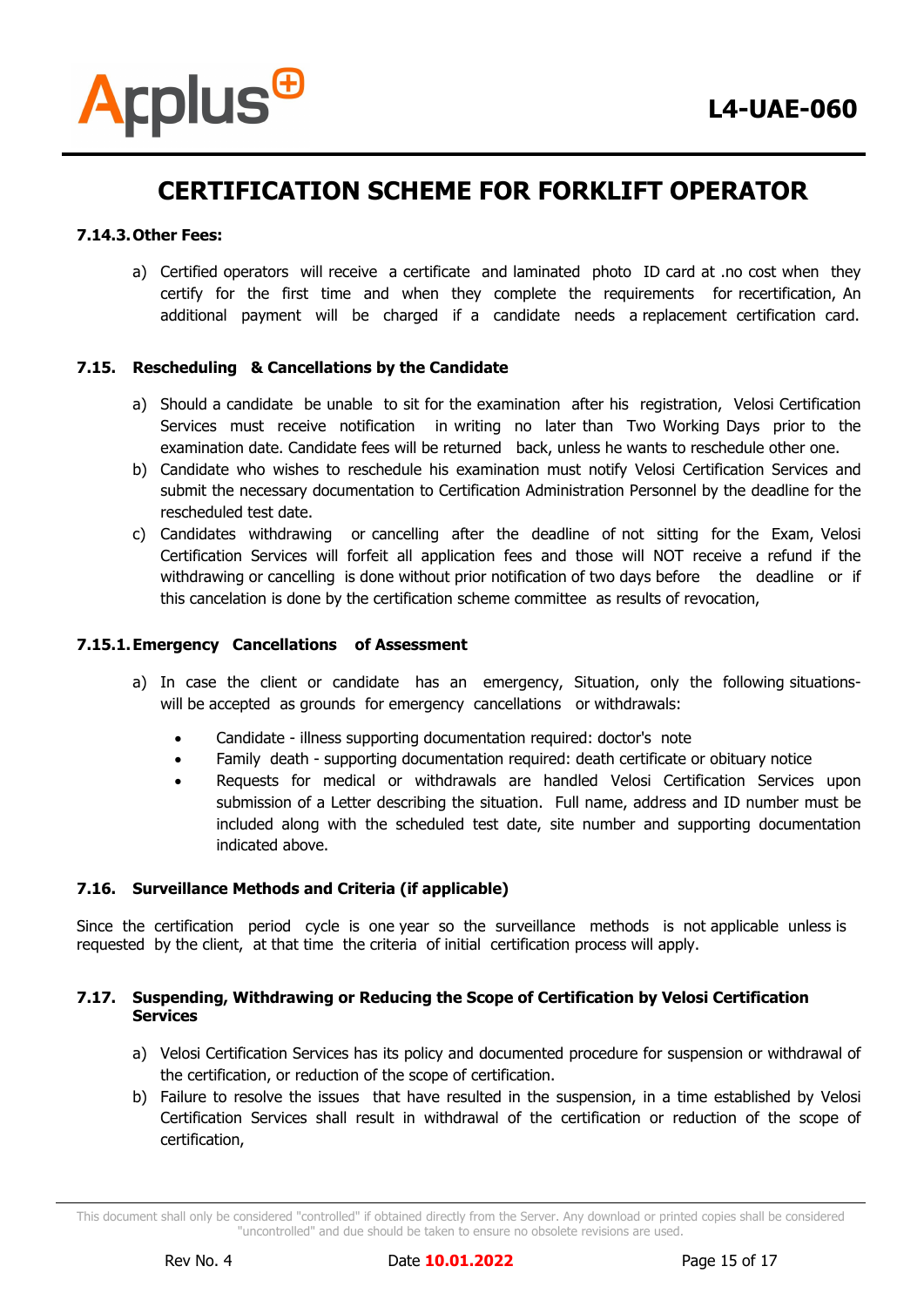# CERTIFICATION SCHEME FOR FORKLIFT OPERATOR

#### 7.14.3. Other Fees:

a) Certified operators will receive a certificate and laminated photo ID card at .no cost when they certify for the first time and when they complete the requirements for recertification, An additional payment will be charged if a candidate needs a replacement certification card.

### 7.15. Rescheduling & Cancellations by the Candidate

a) Should a candidate be unable to sit for the examination after his registration, Velosi Certification Services must receive notification in writing no later than Two Working Days prior to the examination date. Candidate fees will be returned back, unless he wants to reschedule other one.

b) Candidate who wishes to reschedule his examination must notify Velosi Certification Services and submit the necessary documentation to Certification Administration Personnel by the deadline for the rescheduled test date.

c) Candidates withdrawing or cancelling after the deadline of not sitting for the Exam, Velosi Certification Services will forfeit all application fees and those will NOT receive a refund if the withdrawing or cancelling is done without prior notification of two days before the deadline or if this cancelation is done by the certification scheme committee as results of revocation,

#### 7.15.1. Emergency Cancellations of Assessment

a) In case the client or candidate has an emergency, Situation, only the following situations- will be accepted as grounds for emergency cancellations or withdrawals:

- Candidate - illness supporting documentation required: doctor's note
- Family death - supporting documentation required: death certificate or obituary notice
- Requests for medical or withdrawals are handled Velosi Certification Services upon submission of a Letter describing the situation. Full name, address and ID number must be included along with the scheduled test date, site number and supporting documentation indicated above.

### 7.16. Surveillance Methods and Criteria (if applicable)

Since the certification period cycle is one year so the surveillance methods is not applicable unless is requested by the client, at that time the criteria of initial certification process will apply.

### 7.17. Suspending, Withdrawing or Reducing the Scope of Certification by Velosi Certification Services

a) Velosi Certification Services has its policy and documented procedure for suspension or withdrawal of the certification, or reduction of the scope of certification.

b) Failure to resolve the issues that have resulted in the suspension, in a time established by Velosi Certification Services shall result in withdrawal of the certification or reduction of the scope of certification,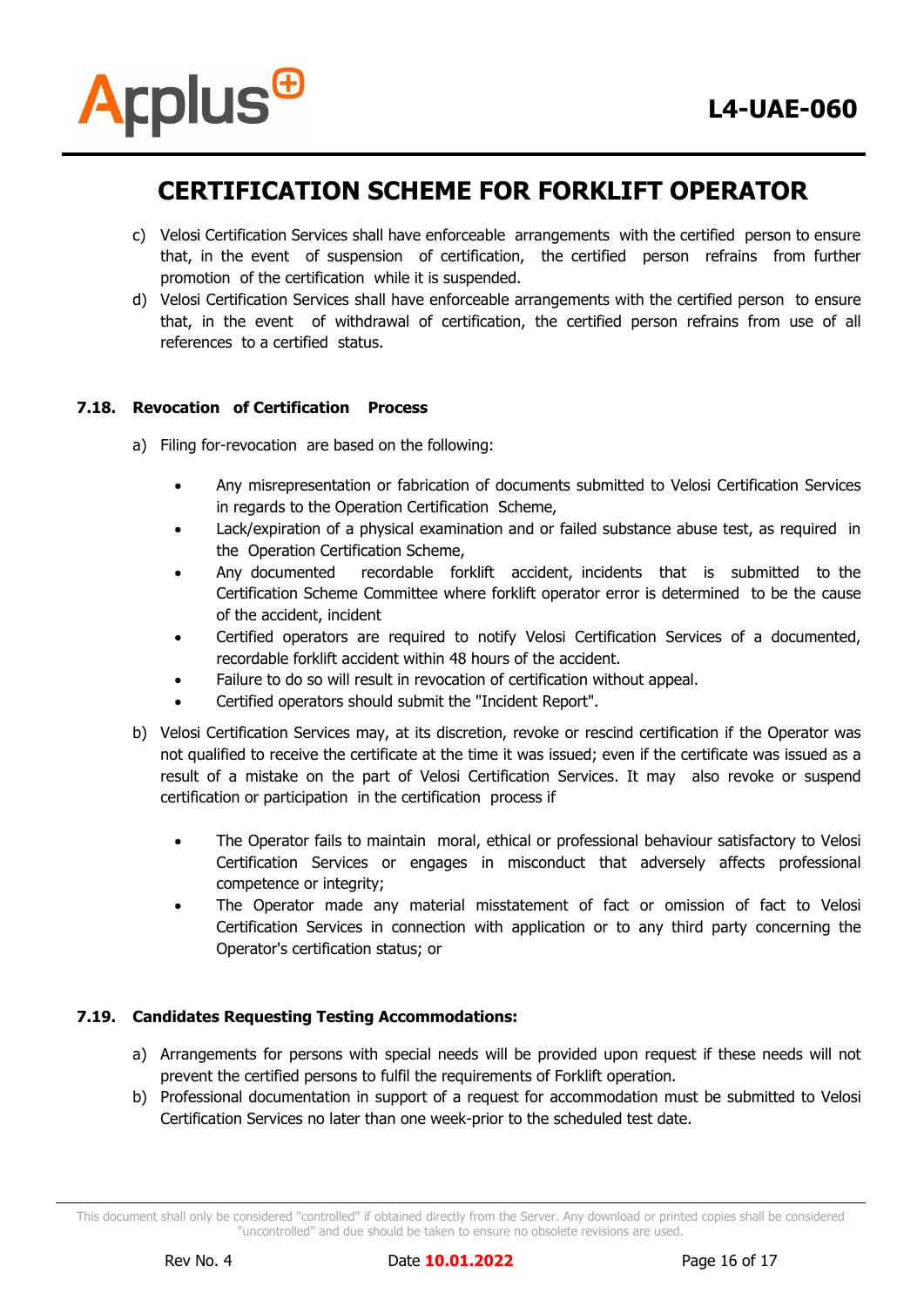c) Velosi Certification Services shall have enforceable arrangements with the certified person to ensure that, in the event of suspension of certification, the certified person refrains from further promotion of the certification while it is suspended.

d) Velosi Certification Services shall have enforceable arrangements with the certified person to ensure that, in the event of withdrawal of certification, the certified person refrains from use of all references to a certified status.

### 7.18. Revocation of Certification Process

a) Filing for-revocation are based on the following:

- Any misrepresentation or fabrication of documents submitted to Velosi Certification Services in regards to the Operation Certification Scheme,
- Lack/expiration of a physical examination and or failed substance abuse test, as required in the Operation Certification Scheme,
- Any documented recordable forklift accident, incidents that is submitted to the Certification Scheme Committee where forklift operator error is determined to be the cause of the accident, incident
- Certified operators are required to notify Velosi Certification Services of a documented, recordable forklift accident within 48 hours of the accident.
- Failure to do so will result in revocation of certification without appeal.
- Certified operators should submit the "Incident Report".

b) Velosi Certification Services may, at its discretion, revoke or rescind certification if the Operator was not qualified to receive the certificate at the time it was issued; even if the certificate was issued as a result of a mistake on the part of Velosi Certification Services. It may also revoke or suspend certification or participation in the certification process if

- The Operator fails to maintain moral, ethical or professional behaviour satisfactory to Velosi Certification Services or engages in misconduct that adversely affects professional competence or integrity;
- The Operator made any material misstatement of fact or omission of fact to Velosi Certification Services in connection with application or to any third party concerning the Operator's certification status; or

### 7.19. Candidates Requesting Testing Accommodations:

a) Arrangements for persons with special needs will be provided upon request if these needs will not prevent the certified persons to fulfil the requirements of Forklift operation.

b) Professional documentation in support of a request for accommodation must be submitted to Velosi Certification Services no later than one week-prior to the scheduled test date.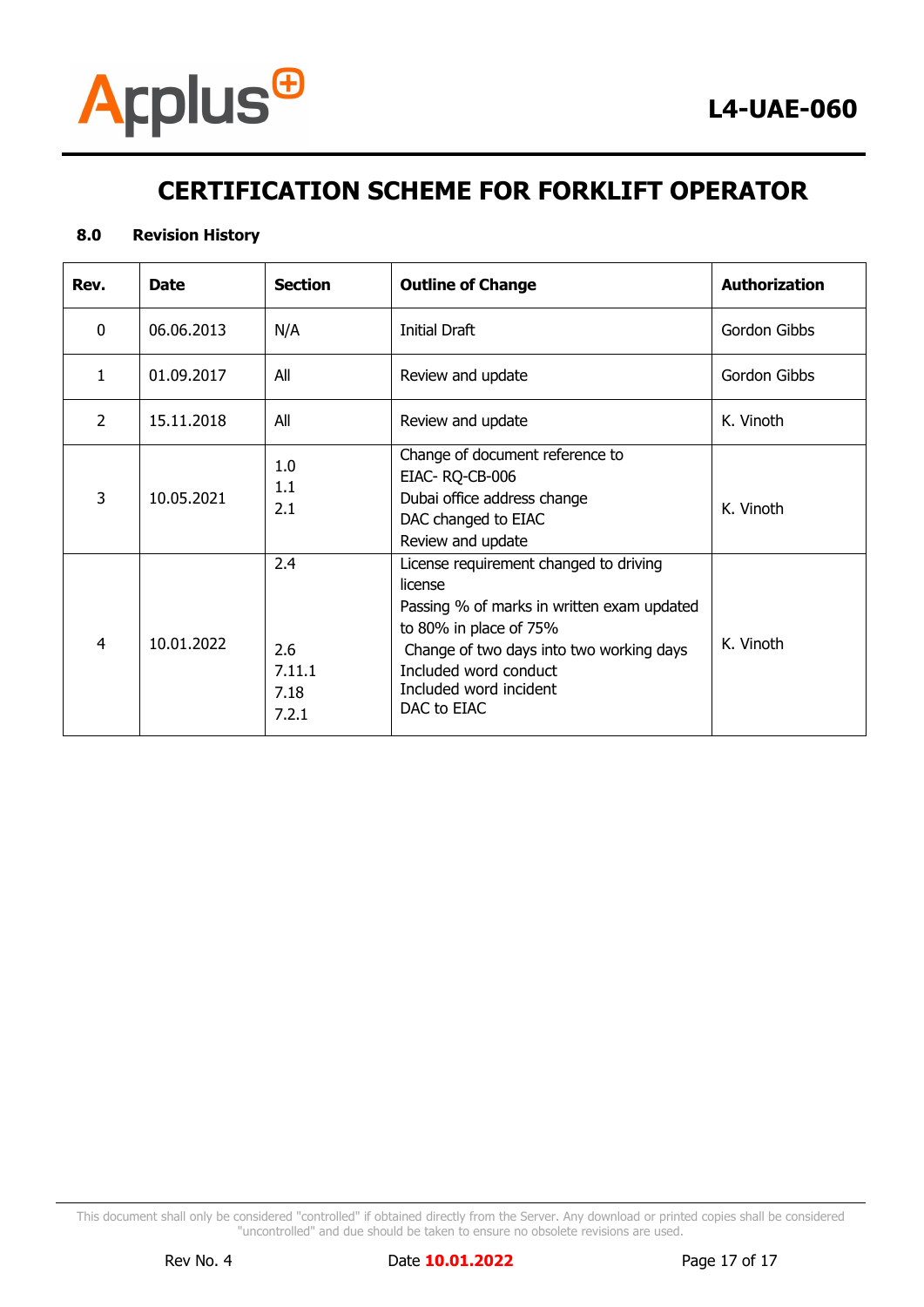# CERTIFICATION SCHEME FOR FORKLIFT OPERATOR

## 8.0 Revision History

| Rev. | Date | Section | Outline of Change | Authorization |
|---|---|---|---|---|
| 0 | 06.06.2013 | N/A | Initial Draft | Gordon Gibbs |
| 1 | 01.09.2017 | All | Review and update | Gordon Gibbs |
| 2 | 15.11.2018 | All | Review and update | K. Vinoth |
| 3 | 10.05.2021 | 1.0<br>1.1<br>2.1 | Change of document reference to EIAC- RQ-CB-006<br>Dubai office address change<br>DAC changed to EIAC<br>Review and update | K. Vinoth |
| 4 | 10.01.2022 | 2.4<br>2.6<br>7.11.1<br>7.18<br>7.2.1 | License requirement changed to driving license<br>Passing % of marks in written exam updated to 80% in place of 75%<br>Change of two days into two working days<br>Included word conduct<br>Included word incident<br>DAC to EIAC | K. Vinoth |

This document shall only be considered "controlled" if obtained directly from the Server. Any download or printed copies shall be considered "uncontrolled" and due should be taken to ensure no obsolete revisions are used.